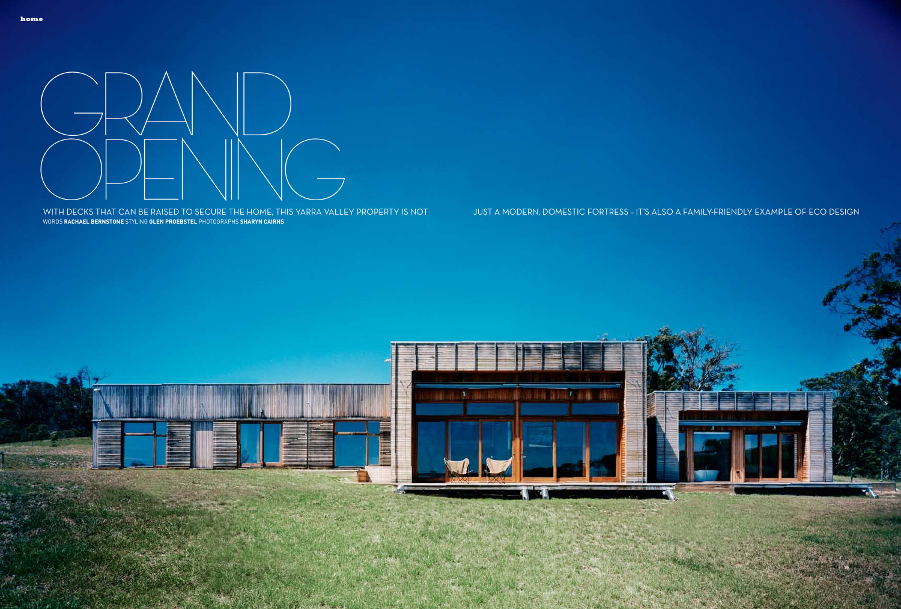# GRAND OPENING

WITH DECKS THAT CAN BE RAISED TO SECURE THE HOME, THIS YARRA VALLEY PROPERTY IS NOT JUST A MODERN, DOMESTIC FORTRESS – IT'S ALSO A FAMILY-FRIENDLY EXAMPLE OF ECO DESIGN

WORDS **RACHAEL BERNSTONE** STYLING **GLEN PROEBSTEL** PHOTOGRAPHS **SHARYN CAIRNS**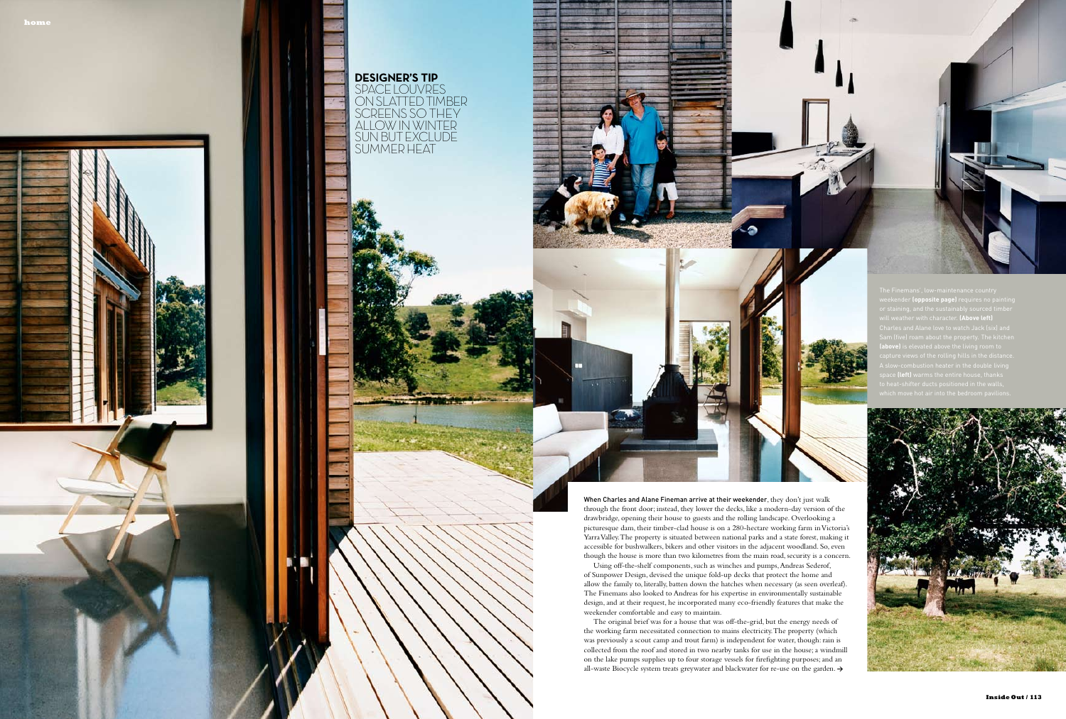## DESIGNER'S TIP

SPACE LOUVRES ON SLATTED TIMBER SCREENS SO THEY ALLOW IN WINTER SUN BUT EXCLUDE SUMMER HEAT

The Finemans', low-maintenance country weekender **(opposite page)** requires no painting or staining, and the sustainably sourced timber will weather with character. **(Above left)** Charles and Alane love to watch Jack (six) and Sam (five) roam about the property. The kitchen **(above)** is elevated above the living room to capture views of the rolling hills in the distance. A slow-combustion heater in the double living space **(left)** warms the entire house, thanks to heat-shifter ducts positioned in the walls, which move hot air into the bedroom pavilions.

**When Charles and Alane Fineman arrive at their weekender**, they don't just walk through the front door; instead, they lower the decks, like a modern-day version of the drawbridge, opening their house to guests and the rolling landscape. Overlooking a picturesque dam, their timber-clad house is on a 280-hectare working farm in Victoria's Yarra Valley. The property is situated between national parks and a state forest, making it accessible for bushwalkers, bikers and other visitors in the adjacent woodland. So, even though the house is more than two kilometres from the main road, security is a concern.

Using off-the-shelf components, such as winches and pumps, Andreas Sederof, of Sunpower Design, devised the unique fold-up decks that protect the home and allow the family to, literally, batten down the hatches when necessary (as seen overleaf). The Finemans also looked to Andreas for his expertise in environmentally sustainable design, and at their request, he incorporated many eco-friendly features that make the weekender comfortable and easy to maintain.

The original brief was for a house that was off-the-grid, but the energy needs of the working farm necessitated connection to mains electricity. The property (which was previously a scout camp and trout farm) is independent for water, though: rain is collected from the roof and stored in two nearby tanks for use in the house; a windmill on the lake pumps supplies up to four storage vessels for firefighting purposes; and an all-waste Biocycle system treats greywater and blackwater for re-use on the garden. →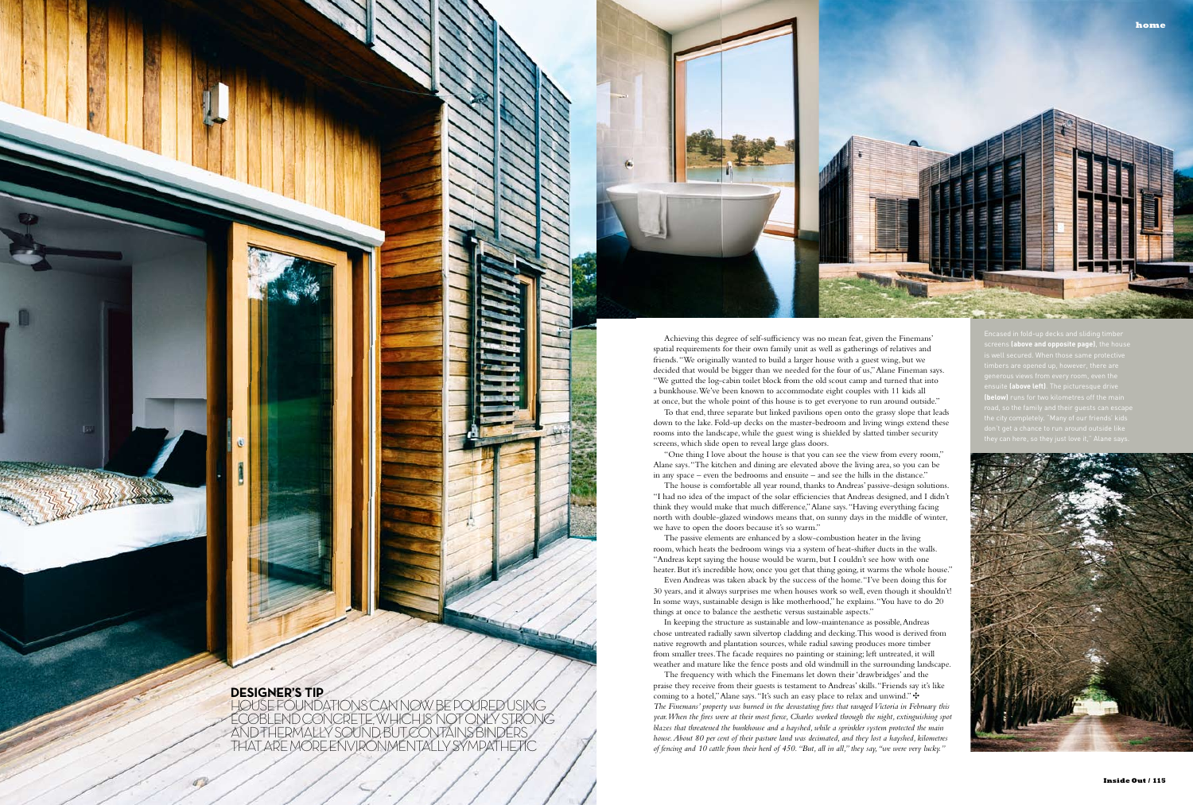Achieving this degree of self-sufficiency was no mean feat, given the Finemans' spatial requirements for their own family unit as well as gatherings of relatives and friends. "We originally wanted to build a larger house with a guest wing, but we decided that would be bigger than we needed for the four of us," Alane Fineman says. "We gutted the log-cabin toilet block from the old scout camp and turned that into a bunkhouse. We've been known to accommodate eight couples with 11 kids all at once, but the whole point of this house is to get everyone to run around outside."

To that end, three separate but linked pavilions open onto the grassy slope that leads down to the lake. Fold-up decks on the master-bedroom and living wings extend these rooms into the landscape, while the guest wing is shielded by slatted timber security screens, which slide open to reveal large glass doors.

"One thing I love about the house is that you can see the view from every room," Alane says. "The kitchen and dining are elevated above the living area, so you can be in any space – even the bedrooms and ensuite – and see the hills in the distance."

The house is comfortable all year round, thanks to Andreas' passive-design solutions. "I had no idea of the impact of the solar efficiencies that Andreas designed, and I didn't think they would make that much difference," Alane says. "Having everything facing north with double-glazed windows means that, on sunny days in the middle of winter, we have to open the doors because it's so warm."

The passive elements are enhanced by a slow-combustion heater in the living room, which heats the bedroom wings via a system of heat-shifter ducts in the walls. "Andreas kept saying the house would be warm, but I couldn't see how with one heater. But it's incredible how, once you get that thing going, it warms the whole house."

Even Andreas was taken aback by the success of the home. "I've been doing this for 30 years, and it always surprises me when houses work so well, even though it shouldn't! In some ways, sustainable design is like motherhood," he explains. "You have to do 20 things at once to balance the aesthetic versus sustainable aspects."

In keeping the structure as sustainable and low-maintenance as possible, Andreas chose untreated radially sawn silvertop cladding and decking. This wood is derived from native regrowth and plantation sources, while radial sawing produces more timber from smaller trees. The facade requires no painting or staining; left untreated, it will weather and mature like the fence posts and old windmill in the surrounding landscape.

The frequency with which the Finemans let down their 'drawbridges' and the praise they receive from their guests is testament to Andreas' skills. "Friends say it's like coming to a hotel," Alane says. "It's such an easy place to relax and unwind." ✣

*The Finemans' property was burned in the devastating fires that ravaged Victoria in February this year. When the fires were at their most fierce, Charles worked through the night, extinguishing spot blazes that threatened the bunkhouse and a hayshed, while a sprinkler system protected the main house. About 80 per cent of their pasture land was decimated, and they lost a hayshed, kilometres of fencing and 10 cattle from their herd of 450. "But, all in all," they say, "we were very lucky."*

Encased in fold-up decks and sliding timber screens **(above and opposite page)**, the house is well secured. When those same protective timbers are opened up, however, there are generous views from every room, even the ensuite **(above left)**. The picturesque drive **(below)** runs for two kilometres off the main road, so the family and their guests can escape the city completely. "Many of our friends' kids don't get a chance to run around outside like they can here, so they just love it," Alane says.

**DESIGNER'S TIP**

HOUSE FOUNDATIONS CAN NOW BE POURED USING ECOBLEND CONCRETE, WHICH IS NOT ONLY STRONG AND THERMALLY SOUND, BUT CONTAINS BINDERS THAT ARE MORE ENVIRONMENTALLY SYMPATHETIC